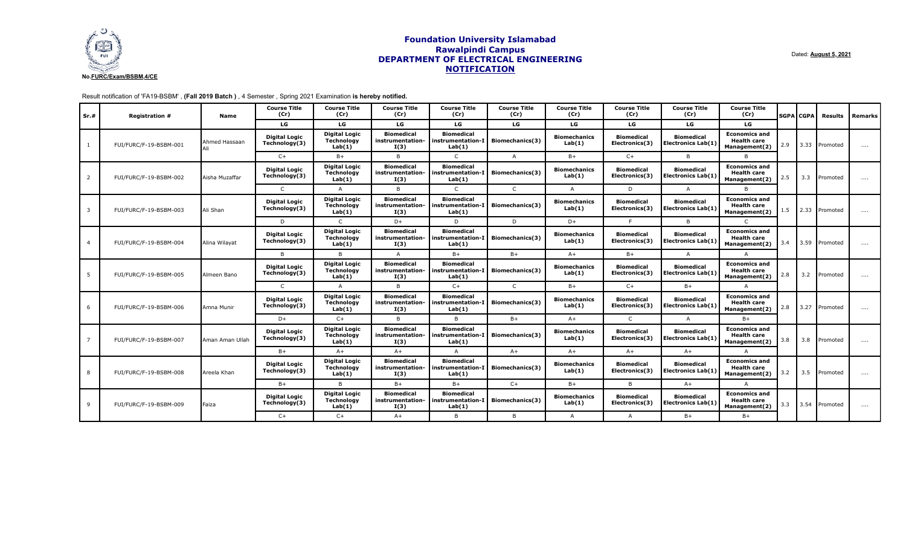# Foundation University Islamabad
## Rawalpindi Campus
## DEPARTMENT OF ELECTRICAL ENGINEERING
## NOTIFICATION

No.FURC/Exam/BSBM,4/CE

Dated: **August 5, 2021**

Result notification of 'FA19-BSBM' , **(Fall 2019 Batch )** , 4 Semester , Spring 2021 Examination **is hereby notified.**

| Sr.# | Registration # | Name | Course Title (Cr) | Course Title (Cr) | Course Title (Cr) | Course Title (Cr) | Course Title (Cr) | Course Title (Cr) | Course Title (Cr) | Course Title (Cr) | Course Title (Cr) | SGPA | CGPA | Results | Remarks |
|---|---|---|---|---|---|---|---|---|---|---|---|---|---|---|---|
| | | | LG | LG | LG | LG | LG | LG | LG | LG | LG | | | | |
| 1 | FUI/FURC/F-19-BSBM-001 | Ahmed Hassaan Ali | Digital Logic Technology(3) | Digital Logic Technology Lab(1) | Biomedical instrumentation-I(3) | Biomedical instrumentation-I Lab(1) | Biomechanics(3) | Biomechanics Lab(1) | Biomedical Electronics(3) | Biomedical Electronics Lab(1) | Economics and Health care Management(2) | 2.9 | 3.33 | Promoted | .... |
| | | | C+ | B+ | B | C | A | B+ | C+ | B | B | | | | |
| 2 | FUI/FURC/F-19-BSBM-002 | Aisha Muzaffar | Digital Logic Technology(3) | Digital Logic Technology Lab(1) | Biomedical instrumentation-I(3) | Biomedical instrumentation-I Lab(1) | Biomechanics(3) | Biomechanics Lab(1) | Biomedical Electronics(3) | Biomedical Electronics Lab(1) | Economics and Health care Management(2) | 2.5 | 3.3 | Promoted | .... |
| | | | C | A | B | C | C | A | D | A | B | | | | |
| 3 | FUI/FURC/F-19-BSBM-003 | Ali Shan | Digital Logic Technology(3) | Digital Logic Technology Lab(1) | Biomedical instrumentation-I(3) | Biomedical instrumentation-I Lab(1) | Biomechanics(3) | Biomechanics Lab(1) | Biomedical Electronics(3) | Biomedical Electronics Lab(1) | Economics and Health care Management(2) | 1.5 | 2.33 | Promoted | .... |
| | | | D | C | D+ | D | D | D+ | F | B | C | | | | |
| 4 | FUI/FURC/F-19-BSBM-004 | Alina Wilayat | Digital Logic Technology(3) | Digital Logic Technology Lab(1) | Biomedical instrumentation-I(3) | Biomedical instrumentation-I Lab(1) | Biomechanics(3) | Biomechanics Lab(1) | Biomedical Electronics(3) | Biomedical Electronics Lab(1) | Economics and Health care Management(2) | 3.4 | 3.59 | Promoted | .... |
| | | | B | B | A | B+ | B+ | A+ | B+ | A | A | | | | |
| 5 | FUI/FURC/F-19-BSBM-005 | Almeen Bano | Digital Logic Technology(3) | Digital Logic Technology Lab(1) | Biomedical instrumentation-I(3) | Biomedical instrumentation-I Lab(1) | Biomechanics(3) | Biomechanics Lab(1) | Biomedical Electronics(3) | Biomedical Electronics Lab(1) | Economics and Health care Management(2) | 2.8 | 3.2 | Promoted | .... |
| | | | C | A | B | C+ | C | B+ | C+ | B+ | A | | | | |
| 6 | FUI/FURC/F-19-BSBM-006 | Amna Munir | Digital Logic Technology(3) | Digital Logic Technology Lab(1) | Biomedical instrumentation-I(3) | Biomedical instrumentation-I Lab(1) | Biomechanics(3) | Biomechanics Lab(1) | Biomedical Electronics(3) | Biomedical Electronics Lab(1) | Economics and Health care Management(2) | 2.8 | 3.27 | Promoted | .... |
| | | | D+ | C+ | B | B | B+ | A+ | C | A | B+ | | | | |
| 7 | FUI/FURC/F-19-BSBM-007 | Aman Aman Ullah | Digital Logic Technology(3) | Digital Logic Technology Lab(1) | Biomedical instrumentation-I(3) | Biomedical instrumentation-I Lab(1) | Biomechanics(3) | Biomechanics Lab(1) | Biomedical Electronics(3) | Biomedical Electronics Lab(1) | Economics and Health care Management(2) | 3.8 | 3.8 | Promoted | .... |
| | | | B+ | A+ | A+ | A | A+ | A+ | A+ | A+ | A | | | | |
| 8 | FUI/FURC/F-19-BSBM-008 | Areela Khan | Digital Logic Technology(3) | Digital Logic Technology Lab(1) | Biomedical instrumentation-I(3) | Biomedical instrumentation-I Lab(1) | Biomechanics(3) | Biomechanics Lab(1) | Biomedical Electronics(3) | Biomedical Electronics Lab(1) | Economics and Health care Management(2) | 3.2 | 3.5 | Promoted | .... |
| | | | B+ | B | B+ | B+ | C+ | B+ | B | A+ | A | | | | |
| 9 | FUI/FURC/F-19-BSBM-009 | Faiza | Digital Logic Technology(3) | Digital Logic Technology Lab(1) | Biomedical instrumentation-I(3) | Biomedical instrumentation-I Lab(1) | Biomechanics(3) | Biomechanics Lab(1) | Biomedical Electronics(3) | Biomedical Electronics Lab(1) | Economics and Health care Management(2) | 3.3 | 3.54 | Promoted | .... |
| | | | C+ | C+ | A+ | B | B | A | A | B+ | B+ | | | | |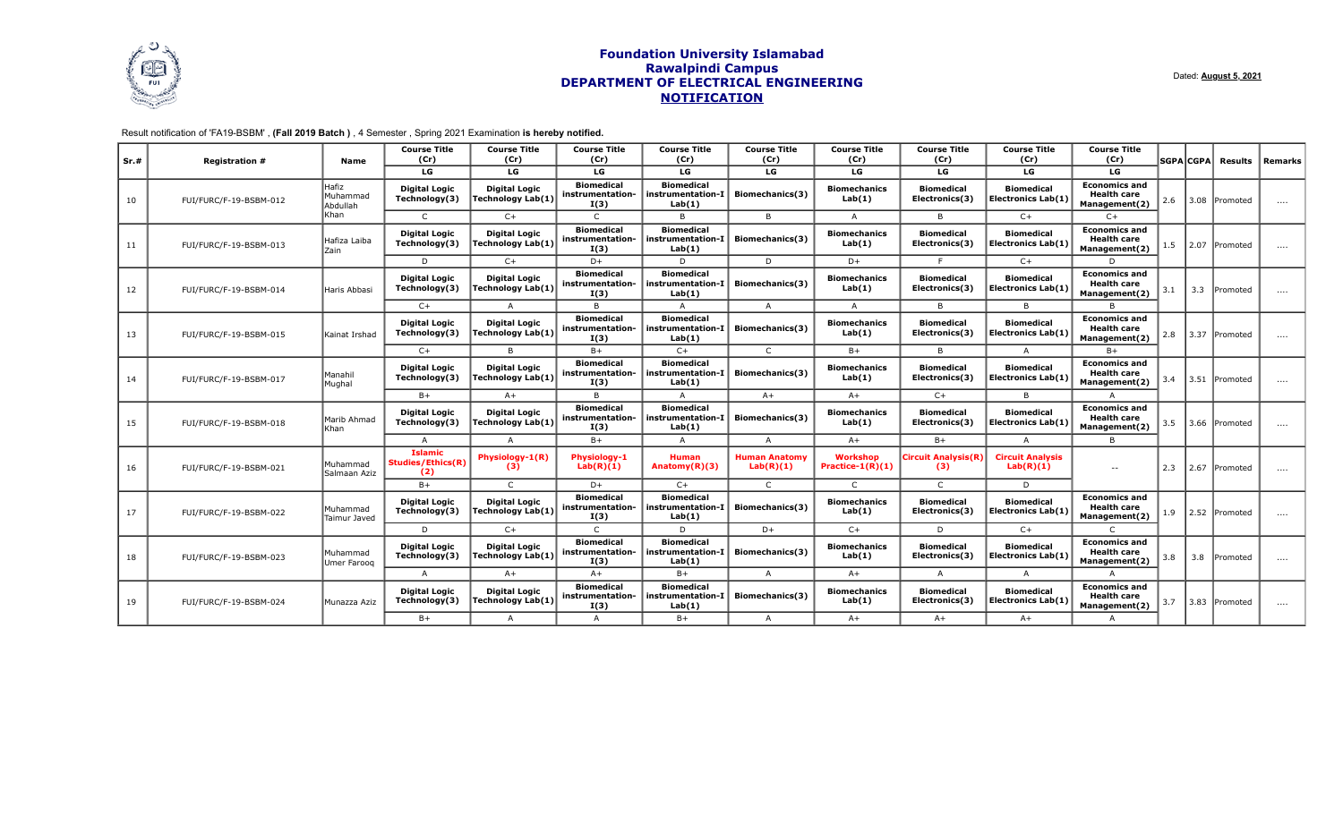# Foundation University Islamabad
## Rawalpindi Campus
## DEPARTMENT OF ELECTRICAL ENGINEERING
## NOTIFICATION

Dated: **August 5, 2021**

Result notification of 'FA19-BSBM' , **(Fall 2019 Batch )** , 4 Semester , Spring 2021 Examination **is hereby notified.**

| Sr.# | Registration # | Name | Course Title (Cr) | Course Title (Cr) | Course Title (Cr) | Course Title (Cr) | Course Title (Cr) | Course Title (Cr) | Course Title (Cr) | Course Title (Cr) | Course Title (Cr) | SGPA | CGPA | Results | Remarks |
|---|---|---|---|---|---|---|---|---|---|---|---|---|---|---|---|
| | | | LG | LG | LG | LG | LG | LG | LG | LG | LG | | | | |
| 10 | FUI/FURC/F-19-BSBM-012 | Hafiz Muhammad Abdullah Khan | Digital Logic Technology(3) | Digital Logic Technology Lab(1) | Biomedical instrumentation-I(3) | Biomedical instrumentation-I Lab(1) | Biomechanics(3) | Biomechanics Lab(1) | Biomedical Electronics(3) | Biomedical Electronics Lab(1) | Economics and Health care Management(2) | 2.6 | 3.08 | Promoted | .... |
| | | | C | C+ | C | B | B | A | B | C+ | C+ | | | | |
| 11 | FUI/FURC/F-19-BSBM-013 | Hafiza Laiba Zain | Digital Logic Technology(3) | Digital Logic Technology Lab(1) | Biomedical instrumentation-I(3) | Biomedical instrumentation-I Lab(1) | Biomechanics(3) | Biomechanics Lab(1) | Biomedical Electronics(3) | Biomedical Electronics Lab(1) | Economics and Health care Management(2) | 1.5 | 2.07 | Promoted | .... |
| | | | D | C+ | D+ | D | D | D+ | F | C+ | D | | | | |
| 12 | FUI/FURC/F-19-BSBM-014 | Haris Abbasi | Digital Logic Technology(3) | Digital Logic Technology Lab(1) | Biomedical instrumentation-I(3) | Biomedical instrumentation-I Lab(1) | Biomechanics(3) | Biomechanics Lab(1) | Biomedical Electronics(3) | Biomedical Electronics Lab(1) | Economics and Health care Management(2) | 3.1 | 3.3 | Promoted | .... |
| | | | C+ | A | B | A | A | A | B | B | B | | | | |
| 13 | FUI/FURC/F-19-BSBM-015 | Kainat Irshad | Digital Logic Technology(3) | Digital Logic Technology Lab(1) | Biomedical instrumentation-I(3) | Biomedical instrumentation-I Lab(1) | Biomechanics(3) | Biomechanics Lab(1) | Biomedical Electronics(3) | Biomedical Electronics Lab(1) | Economics and Health care Management(2) | 2.8 | 3.37 | Promoted | .... |
| | | | C+ | B | B+ | C+ | C | B+ | B | A | B+ | | | | |
| 14 | FUI/FURC/F-19-BSBM-017 | Manahil Mughal | Digital Logic Technology(3) | Digital Logic Technology Lab(1) | Biomedical instrumentation-I(3) | Biomedical instrumentation-I Lab(1) | Biomechanics(3) | Biomechanics Lab(1) | Biomedical Electronics(3) | Biomedical Electronics Lab(1) | Economics and Health care Management(2) | 3.4 | 3.51 | Promoted | .... |
| | | | B+ | A+ | B | A | A+ | A+ | C+ | B | A | | | | |
| 15 | FUI/FURC/F-19-BSBM-018 | Marib Ahmad Khan | Digital Logic Technology(3) | Digital Logic Technology Lab(1) | Biomedical instrumentation-I(3) | Biomedical instrumentation-I Lab(1) | Biomechanics(3) | Biomechanics Lab(1) | Biomedical Electronics(3) | Biomedical Electronics Lab(1) | Economics and Health care Management(2) | 3.5 | 3.66 | Promoted | .... |
| | | | A | A | B+ | A | A | A+ | B+ | A | B | | | | |
| 16 | FUI/FURC/F-19-BSBM-021 | Muhammad Salmaan Aziz | Islamic Studies/Ethics(R)(2) | Physiology-1(R)(3) | Physiology-1 Lab(R)(1) | Human Anatomy(R)(3) | Human Anatomy Lab(R)(1) | Workshop Practice-1(R)(1) | Circuit Analysis(R)(3) | Circuit Analysis Lab(R)(1) | -- | 2.3 | 2.67 | Promoted | .... |
| | | | B+ | C | D+ | C+ | C | C | C | D | | | | | |
| 17 | FUI/FURC/F-19-BSBM-022 | Muhammad Taimur Javed | Digital Logic Technology(3) | Digital Logic Technology Lab(1) | Biomedical instrumentation-I(3) | Biomedical instrumentation-I Lab(1) | Biomechanics(3) | Biomechanics Lab(1) | Biomedical Electronics(3) | Biomedical Electronics Lab(1) | Economics and Health care Management(2) | 1.9 | 2.52 | Promoted | .... |
| | | | D | C+ | C | D | D+ | C+ | D | C+ | C | | | | |
| 18 | FUI/FURC/F-19-BSBM-023 | Muhammad Umer Farooq | Digital Logic Technology(3) | Digital Logic Technology Lab(1) | Biomedical instrumentation-I(3) | Biomedical instrumentation-I Lab(1) | Biomechanics(3) | Biomechanics Lab(1) | Biomedical Electronics(3) | Biomedical Electronics Lab(1) | Economics and Health care Management(2) | 3.8 | 3.8 | Promoted | .... |
| | | | A | A+ | A+ | B+ | A | A+ | A | A | A | | | | |
| 19 | FUI/FURC/F-19-BSBM-024 | Munazza Aziz | Digital Logic Technology(3) | Digital Logic Technology Lab(1) | Biomedical instrumentation-I(3) | Biomedical instrumentation-I Lab(1) | Biomechanics(3) | Biomechanics Lab(1) | Biomedical Electronics(3) | Biomedical Electronics Lab(1) | Economics and Health care Management(2) | 3.7 | 3.83 | Promoted | .... |
| | | | B+ | A | A | B+ | A | A+ | A+ | A+ | A | | | | |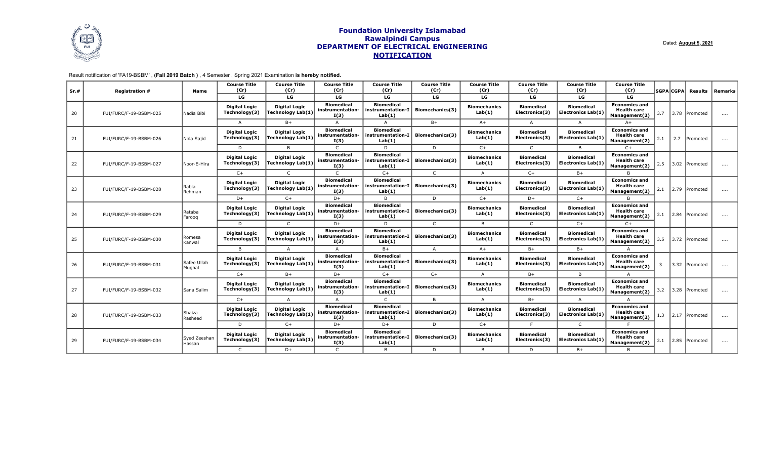# Foundation University Islamabad
## Rawalpindi Campus
## DEPARTMENT OF ELECTRICAL ENGINEERING
## NOTIFICATION

Dated: **August 5, 2021**

Result notification of 'FA19-BSBM' , **(Fall 2019 Batch )** , 4 Semester , Spring 2021 Examination **is hereby notified.**

| Sr.# | Registration # | Name | Course Title (Cr) | Course Title (Cr) | Course Title (Cr) | Course Title (Cr) | Course Title (Cr) | Course Title (Cr) | Course Title (Cr) | Course Title (Cr) | Course Title (Cr) | SGPA | CGPA | Results | Remarks |
|---|---|---|---|---|---|---|---|---|---|---|---|---|---|---|---|
| | | | LG | LG | LG | LG | LG | LG | LG | LG | LG | | | | |
| 20 | FUI/FURC/F-19-BSBM-025 | Nadia Bibi | Digital Logic Technology(3) | Digital Logic Technology Lab(1) | Biomedical instrumentation-I(3) | Biomedical instrumentation-I Lab(1) | Biomechanics(3) | Biomechanics Lab(1) | Biomedical Electronics(3) | Biomedical Electronics Lab(1) | Economics and Health care Management(2) | 3.7 | 3.78 | Promoted | .... |
| | | | A | B+ | A | A | B+ | A+ | A | A | A+ | | | | |
| 21 | FUI/FURC/F-19-BSBM-026 | Nida Sajid | Digital Logic Technology(3) | Digital Logic Technology Lab(1) | Biomedical instrumentation-I(3) | Biomedical instrumentation-I Lab(1) | Biomechanics(3) | Biomechanics Lab(1) | Biomedical Electronics(3) | Biomedical Electronics Lab(1) | Economics and Health care Management(2) | 2.1 | 2.7 | Promoted | .... |
| | | | D | B | C | D | D | C+ | C | B | C+ | | | | |
| 22 | FUI/FURC/F-19-BSBM-027 | Noor-E-Hira | Digital Logic Technology(3) | Digital Logic Technology Lab(1) | Biomedical instrumentation-I(3) | Biomedical instrumentation-I Lab(1) | Biomechanics(3) | Biomechanics Lab(1) | Biomedical Electronics(3) | Biomedical Electronics Lab(1) | Economics and Health care Management(2) | 2.5 | 3.02 | Promoted | .... |
| | | | C+ | C | C | C+ | C | A | C+ | B+ | B | | | | |
| 23 | FUI/FURC/F-19-BSBM-028 | Rabia Rehman | Digital Logic Technology(3) | Digital Logic Technology Lab(1) | Biomedical instrumentation-I(3) | Biomedical instrumentation-I Lab(1) | Biomechanics(3) | Biomechanics Lab(1) | Biomedical Electronics(3) | Biomedical Electronics Lab(1) | Economics and Health care Management(2) | 2.1 | 2.79 | Promoted | .... |
| | | | D+ | C+ | D+ | B | D | C+ | D+ | C+ | B | | | | |
| 24 | FUI/FURC/F-19-BSBM-029 | Rataba Farooq | Digital Logic Technology(3) | Digital Logic Technology Lab(1) | Biomedical instrumentation-I(3) | Biomedical instrumentation-I Lab(1) | Biomechanics(3) | Biomechanics Lab(1) | Biomedical Electronics(3) | Biomedical Electronics Lab(1) | Economics and Health care Management(2) | 2.1 | 2.84 | Promoted | .... |
| | | | D | C | D+ | D | C | B | C | C+ | C+ | | | | |
| 25 | FUI/FURC/F-19-BSBM-030 | Romesa Kanwal | Digital Logic Technology(3) | Digital Logic Technology Lab(1) | Biomedical instrumentation-I(3) | Biomedical instrumentation-I Lab(1) | Biomechanics(3) | Biomechanics Lab(1) | Biomedical Electronics(3) | Biomedical Electronics Lab(1) | Economics and Health care Management(2) | 3.5 | 3.72 | Promoted | .... |
| | | | B | A | A | B+ | A | A+ | B+ | B+ | A | | | | |
| 26 | FUI/FURC/F-19-BSBM-031 | Safee Ullah Mughal | Digital Logic Technology(3) | Digital Logic Technology Lab(1) | Biomedical instrumentation-I(3) | Biomedical instrumentation-I Lab(1) | Biomechanics(3) | Biomechanics Lab(1) | Biomedical Electronics(3) | Biomedical Electronics Lab(1) | Economics and Health care Management(2) | 3 | 3.32 | Promoted | .... |
| | | | C+ | B+ | B+ | C+ | C+ | A | B+ | B | A | | | | |
| 27 | FUI/FURC/F-19-BSBM-032 | Sana Salim | Digital Logic Technology(3) | Digital Logic Technology Lab(1) | Biomedical instrumentation-I(3) | Biomedical instrumentation-I Lab(1) | Biomechanics(3) | Biomechanics Lab(1) | Biomedical Electronics(3) | Biomedical Electronics Lab(1) | Economics and Health care Management(2) | 3.2 | 3.28 | Promoted | .... |
| | | | C+ | A | A | C | B | A | B+ | A | A | | | | |
| 28 | FUI/FURC/F-19-BSBM-033 | Shaiza Rasheed | Digital Logic Technology(3) | Digital Logic Technology Lab(1) | Biomedical instrumentation-I(3) | Biomedical instrumentation-I Lab(1) | Biomechanics(3) | Biomechanics Lab(1) | Biomedical Electronics(3) | Biomedical Electronics Lab(1) | Economics and Health care Management(2) | 1.3 | 2.17 | Promoted | .... |
| | | | D | C+ | D+ | D+ | D | C+ | F | C | F | | | | |
| 29 | FUI/FURC/F-19-BSBM-034 | Syed Zeeshan Hassan | Digital Logic Technology(3) | Digital Logic Technology Lab(1) | Biomedical instrumentation-I(3) | Biomedical instrumentation-I Lab(1) | Biomechanics(3) | Biomechanics Lab(1) | Biomedical Electronics(3) | Biomedical Electronics Lab(1) | Economics and Health care Management(2) | 2.1 | 2.85 | Promoted | .... |
| | | | C | D+ | C | B | D | B | D | B+ | B | | | | |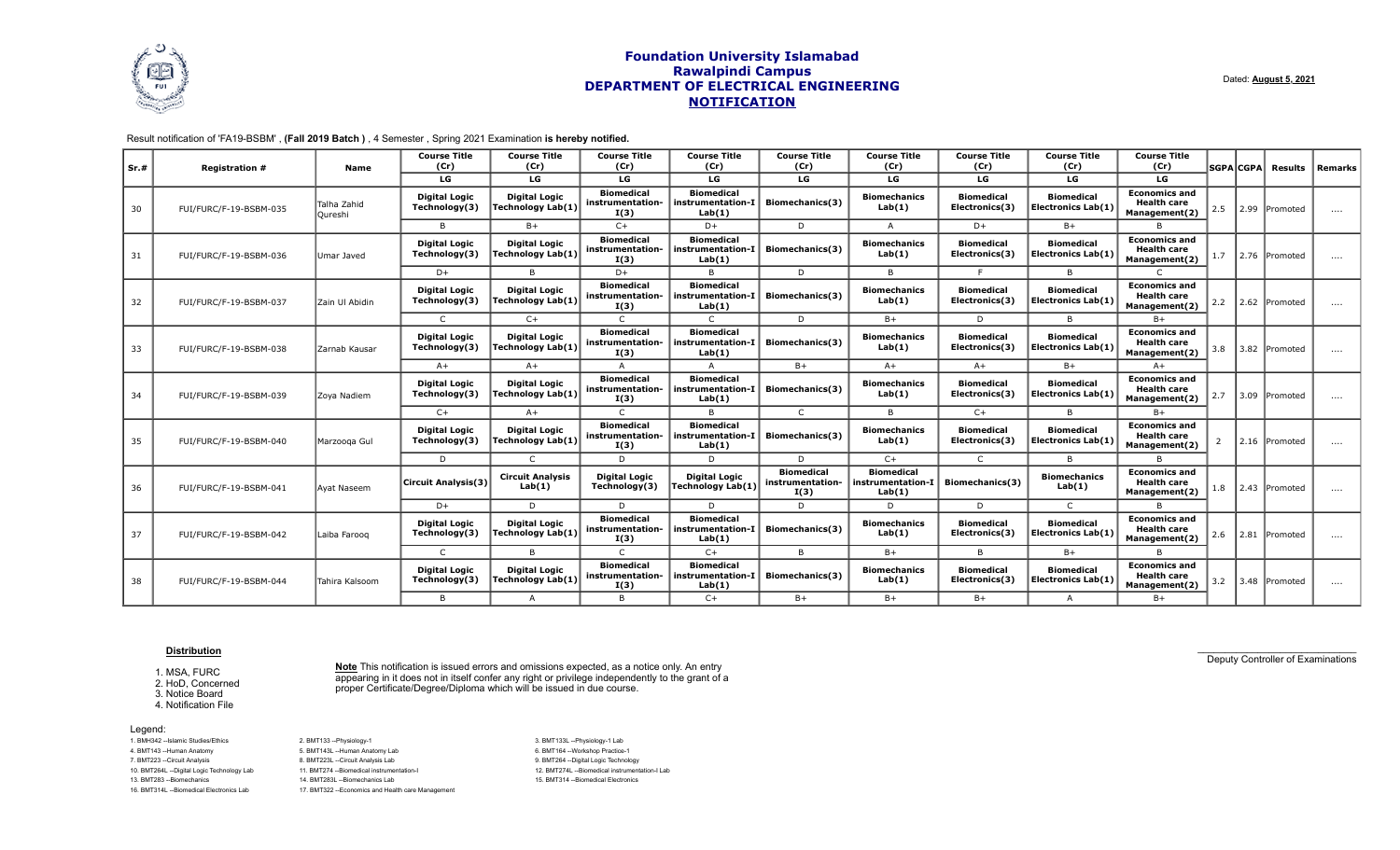# Foundation University Islamabad
## Rawalpindi Campus
## DEPARTMENT OF ELECTRICAL ENGINEERING
## NOTIFICATION

Dated: **August 5, 2021**

Result notification of 'FA19-BSBM' , **(Fall 2019 Batch )** , 4 Semester , Spring 2021 Examination **is hereby notified.**

| Sr.# | Registration # | Name | Course Title (Cr) LG | Course Title (Cr) LG | Course Title (Cr) LG | Course Title (Cr) LG | Course Title (Cr) LG | Course Title (Cr) LG | Course Title (Cr) LG | Course Title (Cr) LG | Course Title (Cr) LG | SGPA | CGPA | Results | Remarks |
|---|---|---|---|---|---|---|---|---|---|---|---|---|---|---|---|
| 30 | FUI/FURC/F-19-BSBM-035 | Talha Zahid Qureshi | Digital Logic Technology(3) | Digital Logic Technology Lab(1) | Biomedical instrumentation-I(3) | Biomedical instrumentation-I Lab(1) | Biomechanics(3) | Biomechanics Lab(1) | Biomedical Electronics(3) | Biomedical Electronics Lab(1) | Economics and Health care Management(2) | 2.5 | 2.99 | Promoted | .... |
| | | | B | B+ | C+ | D+ | D | A | D+ | B+ | B | | | | |
| 31 | FUI/FURC/F-19-BSBM-036 | Umar Javed | Digital Logic Technology(3) | Digital Logic Technology Lab(1) | Biomedical instrumentation-I(3) | Biomedical instrumentation-I Lab(1) | Biomechanics(3) | Biomechanics Lab(1) | Biomedical Electronics(3) | Biomedical Electronics Lab(1) | Economics and Health care Management(2) | 1.7 | 2.76 | Promoted | .... |
| | | | D+ | B | D+ | B | D | B | F | B | C | | | | |
| 32 | FUI/FURC/F-19-BSBM-037 | Zain Ul Abidin | Digital Logic Technology(3) | Digital Logic Technology Lab(1) | Biomedical instrumentation-I(3) | Biomedical instrumentation-I Lab(1) | Biomechanics(3) | Biomechanics Lab(1) | Biomedical Electronics(3) | Biomedical Electronics Lab(1) | Economics and Health care Management(2) | 2.2 | 2.62 | Promoted | .... |
| | | | C | C+ | C | C | D | B+ | D | B | B+ | | | | |
| 33 | FUI/FURC/F-19-BSBM-038 | Zarnab Kausar | Digital Logic Technology(3) | Digital Logic Technology Lab(1) | Biomedical instrumentation-I(3) | Biomedical instrumentation-I Lab(1) | Biomechanics(3) | Biomechanics Lab(1) | Biomedical Electronics(3) | Biomedical Electronics Lab(1) | Economics and Health care Management(2) | 3.8 | 3.82 | Promoted | .... |
| | | | A+ | A+ | A | A | B+ | A+ | A+ | B+ | A+ | | | | |
| 34 | FUI/FURC/F-19-BSBM-039 | Zoya Nadiem | Digital Logic Technology(3) | Digital Logic Technology Lab(1) | Biomedical instrumentation-I(3) | Biomedical instrumentation-I Lab(1) | Biomechanics(3) | Biomechanics Lab(1) | Biomedical Electronics(3) | Biomedical Electronics Lab(1) | Economics and Health care Management(2) | 2.7 | 3.09 | Promoted | .... |
| | | | C+ | A+ | C | B | C | B | C+ | B | B+ | | | | |
| 35 | FUI/FURC/F-19-BSBM-040 | Marzooqa Gul | Digital Logic Technology(3) | Digital Logic Technology Lab(1) | Biomedical instrumentation-I(3) | Biomedical instrumentation-I Lab(1) | Biomechanics(3) | Biomechanics Lab(1) | Biomedical Electronics(3) | Biomedical Electronics Lab(1) | Economics and Health care Management(2) | 2 | 2.16 | Promoted | .... |
| | | | D | C | D | D | D | C+ | C | B | B | | | | |
| 36 | FUI/FURC/F-19-BSBM-041 | Ayat Naseem | Circuit Analysis(3) | Circuit Analysis Lab(1) | Digital Logic Technology(3) | Digital Logic Technology Lab(1) | Biomedical instrumentation-I(3) | Biomedical instrumentation-I Lab(1) | Biomechanics(3) | Biomechanics Lab(1) | Economics and Health care Management(2) | 1.8 | 2.43 | Promoted | .... |
| | | | D+ | D | D | D | D | D | D | C | B | | | | |
| 37 | FUI/FURC/F-19-BSBM-042 | Laiba Farooq | Digital Logic Technology(3) | Digital Logic Technology Lab(1) | Biomedical instrumentation-I(3) | Biomedical instrumentation-I Lab(1) | Biomechanics(3) | Biomechanics Lab(1) | Biomedical Electronics(3) | Biomedical Electronics Lab(1) | Economics and Health care Management(2) | 2.6 | 2.81 | Promoted | .... |
| | | | C | B | C | C+ | B | B+ | B | B+ | B | | | | |
| 38 | FUI/FURC/F-19-BSBM-044 | Tahira Kalsoom | Digital Logic Technology(3) | Digital Logic Technology Lab(1) | Biomedical instrumentation-I(3) | Biomedical instrumentation-I Lab(1) | Biomechanics(3) | Biomechanics Lab(1) | Biomedical Electronics(3) | Biomedical Electronics Lab(1) | Economics and Health care Management(2) | 3.2 | 3.48 | Promoted | .... |
| | | | B | A | B | C+ | B+ | B+ | B+ | A | B+ | | | | |

**Distribution**

1. MSA, FURC
2. HoD, Concerned
3. Notice Board
4. Notification File

**Note** This notification is issued errors and omissions expected, as a notice only. An entry appearing in it does not in itself confer any right or privilege independently to the grant of a proper Certificate/Degree/Diploma which will be issued in due course.

Deputy Controller of Examinations

Legend:

1. BMH342 --Islamic Studies/Ethics
2. BMT133 --Physiology-1
3. BMT133L --Physiology-1 Lab
4. BMT143 --Human Anatomy
5. BMT143L --Human Anatomy Lab
6. BMT164 --Workshop Practice-1
7. BMT223 --Circuit Analysis
8. BMT223L --Circuit Analysis Lab
9. BMT264 --Digital Logic Technology
10. BMT264L --Digital Logic Technology Lab
11. BMT274 --Biomedical instrumentation-I
12. BMT274L --Biomedical instrumentation-I Lab
13. BMT283 --Biomechanics
14. BMT283L --Biomechanics Lab
15. BMT314 --Biomedical Electronics
16. BMT314L --Biomedical Electronics Lab
17. BMT322 --Economics and Health care Management